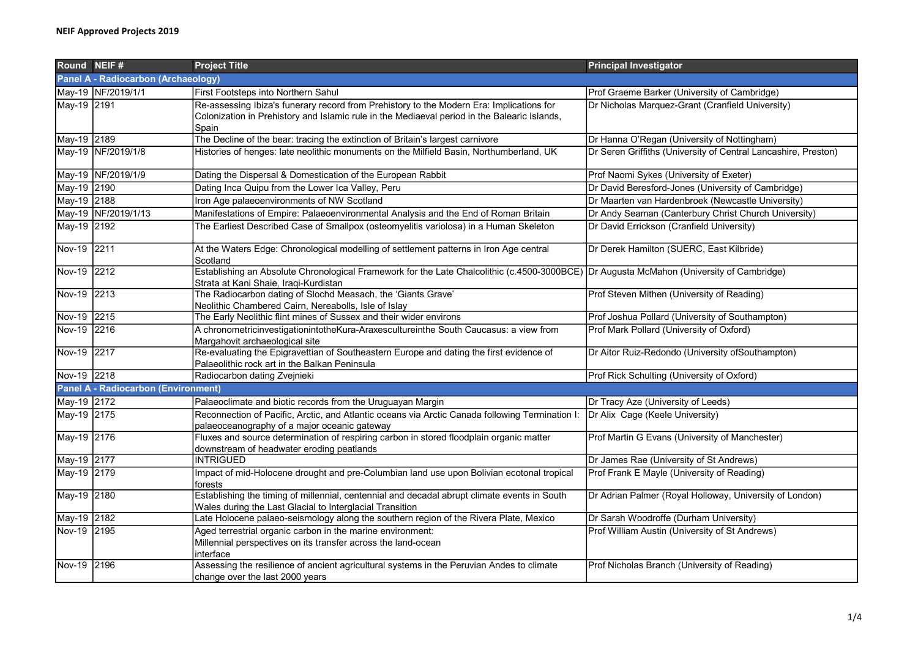**NEIF Approved Projects 2019**

| Round | NEIF # | Project Title | Principal Investigator |
|---|---|---|---|
| **Panel A - Radiocarbon (Archaeology)** | | | |
| May-19 | NF/2019/1/1 | First Footsteps into Northern Sahul | Prof Graeme Barker (University of Cambridge) |
| May-19 | 2191 | Re-assessing Ibiza's funerary record from Prehistory to the Modern Era: Implications for Colonization in Prehistory and Islamic rule in the Mediaeval period in the Balearic Islands, Spain | Dr Nicholas Marquez-Grant (Cranfield University) |
| May-19 | 2189 | The Decline of the bear: tracing the extinction of Britain's largest carnivore | Dr Hanna O'Regan (University of Nottingham) |
| May-19 | NF/2019/1/8 | Histories of henges: late neolithic monuments on the Milfield Basin, Northumberland, UK | Dr Seren Griffiths (University of Central Lancashire, Preston) |
| May-19 | NF/2019/1/9 | Dating the Dispersal & Domestication of the European Rabbit | Prof Naomi Sykes (University of Exeter) |
| May-19 | 2190 | Dating Inca Quipu from the Lower Ica Valley, Peru | Dr David Beresford-Jones (University of Cambridge) |
| May-19 | 2188 | Iron Age palaeoenvironments of NW Scotland | Dr Maarten van Hardenbroek (Newcastle University) |
| May-19 | NF/2019/1/13 | Manifestations of Empire: Palaeoenvironmental Analysis and the End of Roman Britain | Dr Andy Seaman (Canterbury Christ Church University) |
| May-19 | 2192 | The Earliest Described Case of Smallpox (osteomyelitis variolosa) in a Human Skeleton | Dr David Errickson (Cranfield University) |
| Nov-19 | 2211 | At the Waters Edge: Chronological modelling of settlement patterns in Iron Age central Scotland | Dr Derek Hamilton (SUERC, East Kilbride) |
| Nov-19 | 2212 | Establishing an Absolute Chronological Framework for the Late Chalcolithic (c.4500-3000BCE) Strata at Kani Shaie, Iraqi-Kurdistan | Dr Augusta McMahon (University of Cambridge) |
| Nov-19 | 2213 | The Radiocarbon dating of Slochd Measach, the 'Giants Grave' Neolithic Chambered Cairn, Nereabolls, Isle of Islay | Prof Steven Mithen (University of Reading) |
| Nov-19 | 2215 | The Early Neolithic flint mines of Sussex and their wider environs | Prof Joshua Pollard (University of Southampton) |
| Nov-19 | 2216 | A chronometricinvestigationintotheKura-Araxescultureinthe South Caucasus: a view from Margahovit archaeological site | Prof Mark Pollard (University of Oxford) |
| Nov-19 | 2217 | Re-evaluating the Epigravettian of Southeastern Europe and dating the first evidence of Palaeolithic rock art in the Balkan Peninsula | Dr Aitor Ruiz-Redondo (University ofSouthampton) |
| Nov-19 | 2218 | Radiocarbon dating Zvejnieki | Prof Rick Schulting (University of Oxford) |
| **Panel A - Radiocarbon (Environment)** | | | |
| May-19 | 2172 | Palaeoclimate and biotic records from the Uruguayan Margin | Dr Tracy Aze (University of Leeds) |
| May-19 | 2175 | Reconnection of Pacific, Arctic, and Atlantic oceans via Arctic Canada following Termination I: palaeoceanography of a major oceanic gateway | Dr Alix Cage (Keele University) |
| May-19 | 2176 | Fluxes and source determination of respiring carbon in stored floodplain organic matter downstream of headwater eroding peatlands | Prof Martin G Evans (University of Manchester) |
| May-19 | 2177 | INTRIGUED | Dr James Rae (University of St Andrews) |
| May-19 | 2179 | Impact of mid-Holocene drought and pre-Columbian land use upon Bolivian ecotonal tropical forests | Prof Frank E Mayle (University of Reading) |
| May-19 | 2180 | Establishing the timing of millennial, centennial and decadal abrupt climate events in South Wales during the Last Glacial to Interglacial Transition | Dr Adrian Palmer (Royal Holloway, University of London) |
| May-19 | 2182 | Late Holocene palaeo-seismology along the southern region of the Rivera Plate, Mexico | Dr Sarah Woodroffe (Durham University) |
| Nov-19 | 2195 | Aged terrestrial organic carbon in the marine environment: Millennial perspectives on its transfer across the land-ocean interface | Prof William Austin (University of St Andrews) |
| Nov-19 | 2196 | Assessing the resilience of ancient agricultural systems in the Peruvian Andes to climate change over the last 2000 years | Prof Nicholas Branch (University of Reading) |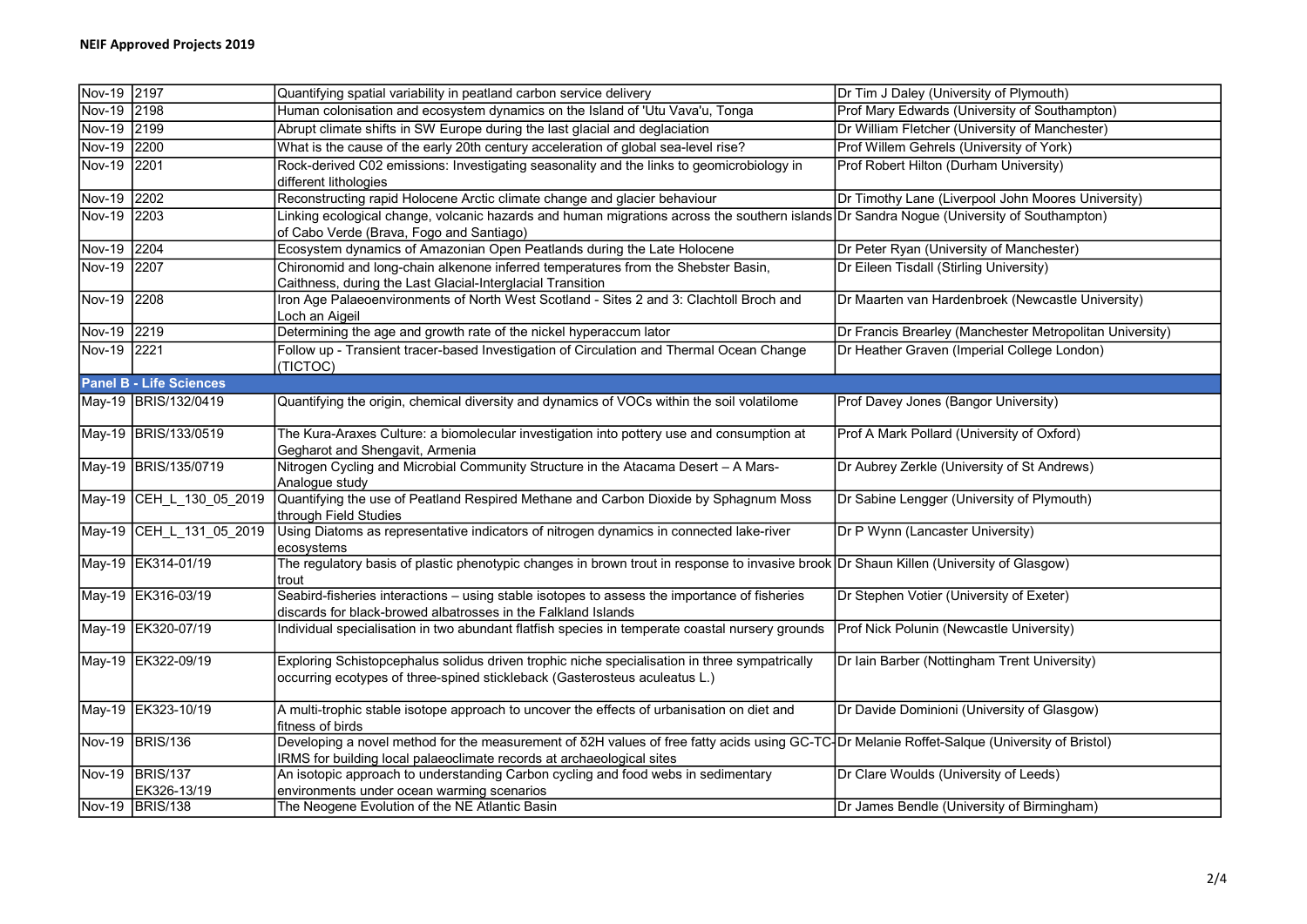**NEIF Approved Projects 2019**

| | | | |
|---|---|---|---|
| Nov-19 | 2197 | Quantifying spatial variability in peatland carbon service delivery | Dr Tim J Daley (University of Plymouth) |
| Nov-19 | 2198 | Human colonisation and ecosystem dynamics on the Island of 'Utu Vava'u, Tonga | Prof Mary Edwards (University of Southampton) |
| Nov-19 | 2199 | Abrupt climate shifts in SW Europe during the last glacial and deglaciation | Dr William Fletcher (University of Manchester) |
| Nov-19 | 2200 | What is the cause of the early 20th century acceleration of global sea-level rise? | Prof Willem Gehrels (University of York) |
| Nov-19 | 2201 | Rock-derived C02 emissions: Investigating seasonality and the links to geomicrobiology in different lithologies | Prof Robert Hilton (Durham University) |
| Nov-19 | 2202 | Reconstructing rapid Holocene Arctic climate change and glacier behaviour | Dr Timothy Lane (Liverpool John Moores University) |
| Nov-19 | 2203 | Linking ecological change, volcanic hazards and human migrations across the southern islands of Cabo Verde (Brava, Fogo and Santiago) | Dr Sandra Nogue (University of Southampton) |
| Nov-19 | 2204 | Ecosystem dynamics of Amazonian Open Peatlands during the Late Holocene | Dr Peter Ryan (University of Manchester) |
| Nov-19 | 2207 | Chironomid and long-chain alkenone inferred temperatures from the Shebster Basin, Caithness, during the Last Glacial-Interglacial Transition | Dr Eileen Tisdall (Stirling University) |
| Nov-19 | 2208 | Iron Age Palaeoenvironments of North West Scotland - Sites 2 and 3: Clachtoll Broch and Loch an Aigeil | Dr Maarten van Hardenbroek (Newcastle University) |
| Nov-19 | 2219 | Determining the age and growth rate of the nickel hyperaccum lator | Dr Francis Brearley (Manchester Metropolitan University) |
| Nov-19 | 2221 | Follow up - Transient tracer-based Investigation of Circulation and Thermal Ocean Change (TICTOC) | Dr Heather Graven (Imperial College London) |
| **Panel B - Life Sciences** | | | |
| May-19 | BRIS/132/0419 | Quantifying the origin, chemical diversity and dynamics of VOCs within the soil volatilome | Prof Davey Jones (Bangor University) |
| May-19 | BRIS/133/0519 | The Kura-Araxes Culture: a biomolecular investigation into pottery use and consumption at Gegharot and Shengavit, Armenia | Prof A Mark Pollard (University of Oxford) |
| May-19 | BRIS/135/0719 | Nitrogen Cycling and Microbial Community Structure in the Atacama Desert – A Mars-Analogue study | Dr Aubrey Zerkle (University of St Andrews) |
| May-19 | CEH_L_130_05_2019 | Quantifying the use of Peatland Respired Methane and Carbon Dioxide by Sphagnum Moss through Field Studies | Dr Sabine Lengger (University of Plymouth) |
| May-19 | CEH_L_131_05_2019 | Using Diatoms as representative indicators of nitrogen dynamics in connected lake-river ecosystems | Dr P Wynn (Lancaster University) |
| May-19 | EK314-01/19 | The regulatory basis of plastic phenotypic changes in brown trout in response to invasive brook trout | Dr Shaun Killen (University of Glasgow) |
| May-19 | EK316-03/19 | Seabird-fisheries interactions – using stable isotopes to assess the importance of fisheries discards for black-browed albatrosses in the Falkland Islands | Dr Stephen Votier (University of Exeter) |
| May-19 | EK320-07/19 | Individual specialisation in two abundant flatfish species in temperate coastal nursery grounds | Prof Nick Polunin (Newcastle University) |
| May-19 | EK322-09/19 | Exploring Schistopcephalus solidus driven trophic niche specialisation in three sympatrically occurring ecotypes of three-spined stickleback (Gasterosteus aculeatus L.) | Dr Iain Barber (Nottingham Trent University) |
| May-19 | EK323-10/19 | A multi-trophic stable isotope approach to uncover the effects of urbanisation on diet and fitness of birds | Dr Davide Dominioni (University of Glasgow) |
| Nov-19 | BRIS/136 | Developing a novel method for the measurement of δ2H values of free fatty acids using GC-TC-IRMS for building local palaeoclimate records at archaeological sites | Dr Melanie Roffet-Salque (University of Bristol) |
| Nov-19 | BRIS/137 EK326-13/19 | An isotopic approach to understanding Carbon cycling and food webs in sedimentary environments under ocean warming scenarios | Dr Clare Woulds (University of Leeds) |
| Nov-19 | BRIS/138 | The Neogene Evolution of the NE Atlantic Basin | Dr James Bendle (University of Birmingham) |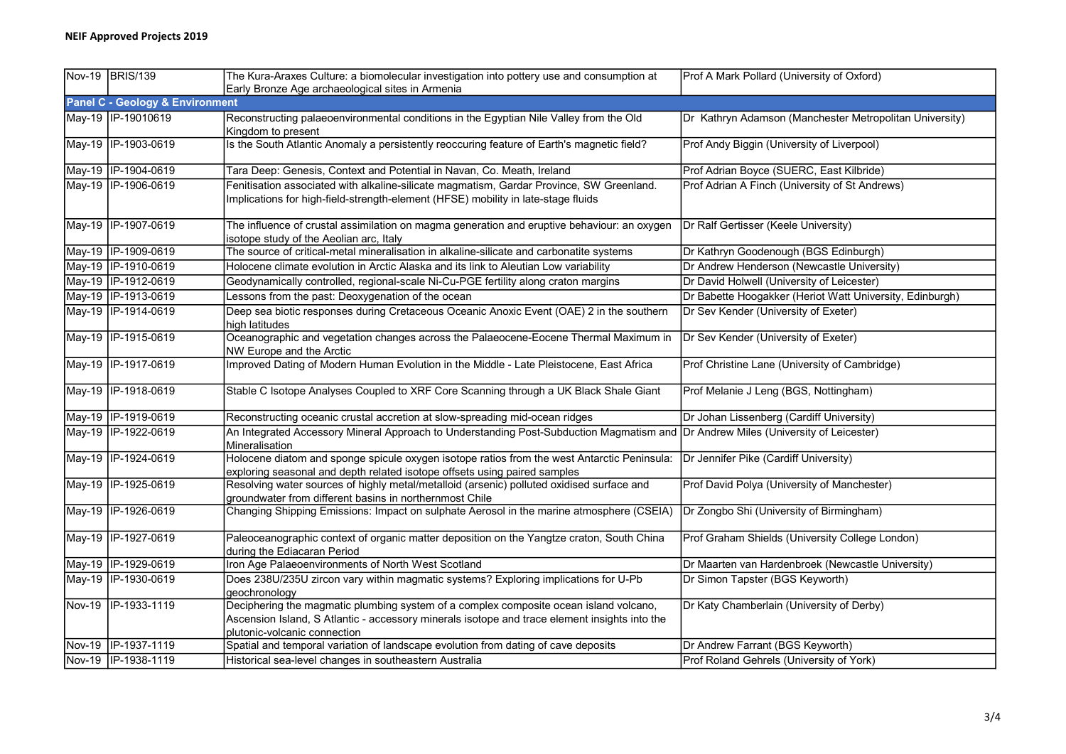**NEIF Approved Projects 2019**

| | | | |
|---|---|---|---|
| Nov-19 | BRIS/139 | The Kura-Araxes Culture: a biomolecular investigation into pottery use and consumption at Early Bronze Age archaeological sites in Armenia | Prof A Mark Pollard (University of Oxford) |
| **Panel C - Geology & Environment** | | | |
| May-19 | IP-19010619 | Reconstructing palaeoenvironmental conditions in the Egyptian Nile Valley from the Old Kingdom to present | Dr Kathryn Adamson (Manchester Metropolitan University) |
| May-19 | IP-1903-0619 | Is the South Atlantic Anomaly a persistently reoccuring feature of Earth's magnetic field? | Prof Andy Biggin (University of Liverpool) |
| May-19 | IP-1904-0619 | Tara Deep: Genesis, Context and Potential in Navan, Co. Meath, Ireland | Prof Adrian Boyce (SUERC, East Kilbride) |
| May-19 | IP-1906-0619 | Fenitisation associated with alkaline-silicate magmatism, Gardar Province, SW Greenland. Implications for high-field-strength-element (HFSE) mobility in late-stage fluids | Prof Adrian A Finch (University of St Andrews) |
| May-19 | IP-1907-0619 | The influence of crustal assimilation on magma generation and eruptive behaviour: an oxygen isotope study of the Aeolian arc, Italy | Dr Ralf Gertisser (Keele University) |
| May-19 | IP-1909-0619 | The source of critical-metal mineralisation in alkaline-silicate and carbonatite systems | Dr Kathryn Goodenough (BGS Edinburgh) |
| May-19 | IP-1910-0619 | Holocene climate evolution in Arctic Alaska and its link to Aleutian Low variability | Dr Andrew Henderson (Newcastle University) |
| May-19 | IP-1912-0619 | Geodynamically controlled, regional-scale Ni-Cu-PGE fertility along craton margins | Dr David Holwell (University of Leicester) |
| May-19 | IP-1913-0619 | Lessons from the past: Deoxygenation of the ocean | Dr Babette Hoogakker (Heriot Watt University, Edinburgh) |
| May-19 | IP-1914-0619 | Deep sea biotic responses during Cretaceous Oceanic Anoxic Event (OAE) 2 in the southern high latitudes | Dr Sev Kender (University of Exeter) |
| May-19 | IP-1915-0619 | Oceanographic and vegetation changes across the Palaeocene-Eocene Thermal Maximum in NW Europe and the Arctic | Dr Sev Kender (University of Exeter) |
| May-19 | IP-1917-0619 | Improved Dating of Modern Human Evolution in the Middle - Late Pleistocene, East Africa | Prof Christine Lane (University of Cambridge) |
| May-19 | IP-1918-0619 | Stable C Isotope Analyses Coupled to XRF Core Scanning through a UK Black Shale Giant | Prof Melanie J Leng (BGS, Nottingham) |
| May-19 | IP-1919-0619 | Reconstructing oceanic crustal accretion at slow-spreading mid-ocean ridges | Dr Johan Lissenberg (Cardiff University) |
| May-19 | IP-1922-0619 | An Integrated Accessory Mineral Approach to Understanding Post-Subduction Magmatism and Mineralisation | Dr Andrew Miles (University of Leicester) |
| May-19 | IP-1924-0619 | Holocene diatom and sponge spicule oxygen isotope ratios from the west Antarctic Peninsula: exploring seasonal and depth related isotope offsets using paired samples | Dr Jennifer Pike (Cardiff University) |
| May-19 | IP-1925-0619 | Resolving water sources of highly metal/metalloid (arsenic) polluted oxidised surface and groundwater from different basins in northernmost Chile | Prof David Polya (University of Manchester) |
| May-19 | IP-1926-0619 | Changing Shipping Emissions: Impact on sulphate Aerosol in the marine atmosphere (CSEIA) | Dr Zongbo Shi (University of Birmingham) |
| May-19 | IP-1927-0619 | Paleoceanographic context of organic matter deposition on the Yangtze craton, South China during the Ediacaran Period | Prof Graham Shields (University College London) |
| May-19 | IP-1929-0619 | Iron Age Palaeoenvironments of North West Scotland | Dr Maarten van Hardenbroek (Newcastle University) |
| May-19 | IP-1930-0619 | Does 238U/235U zircon vary within magmatic systems? Exploring implications for U-Pb geochronology | Dr Simon Tapster (BGS Keyworth) |
| Nov-19 | IP-1933-1119 | Deciphering the magmatic plumbing system of a complex composite ocean island volcano, Ascension Island, S Atlantic - accessory minerals isotope and trace element insights into the plutonic-volcanic connection | Dr Katy Chamberlain (University of Derby) |
| Nov-19 | IP-1937-1119 | Spatial and temporal variation of landscape evolution from dating of cave deposits | Dr Andrew Farrant (BGS Keyworth) |
| Nov-19 | IP-1938-1119 | Historical sea-level changes in southeastern Australia | Prof Roland Gehrels (University of York) |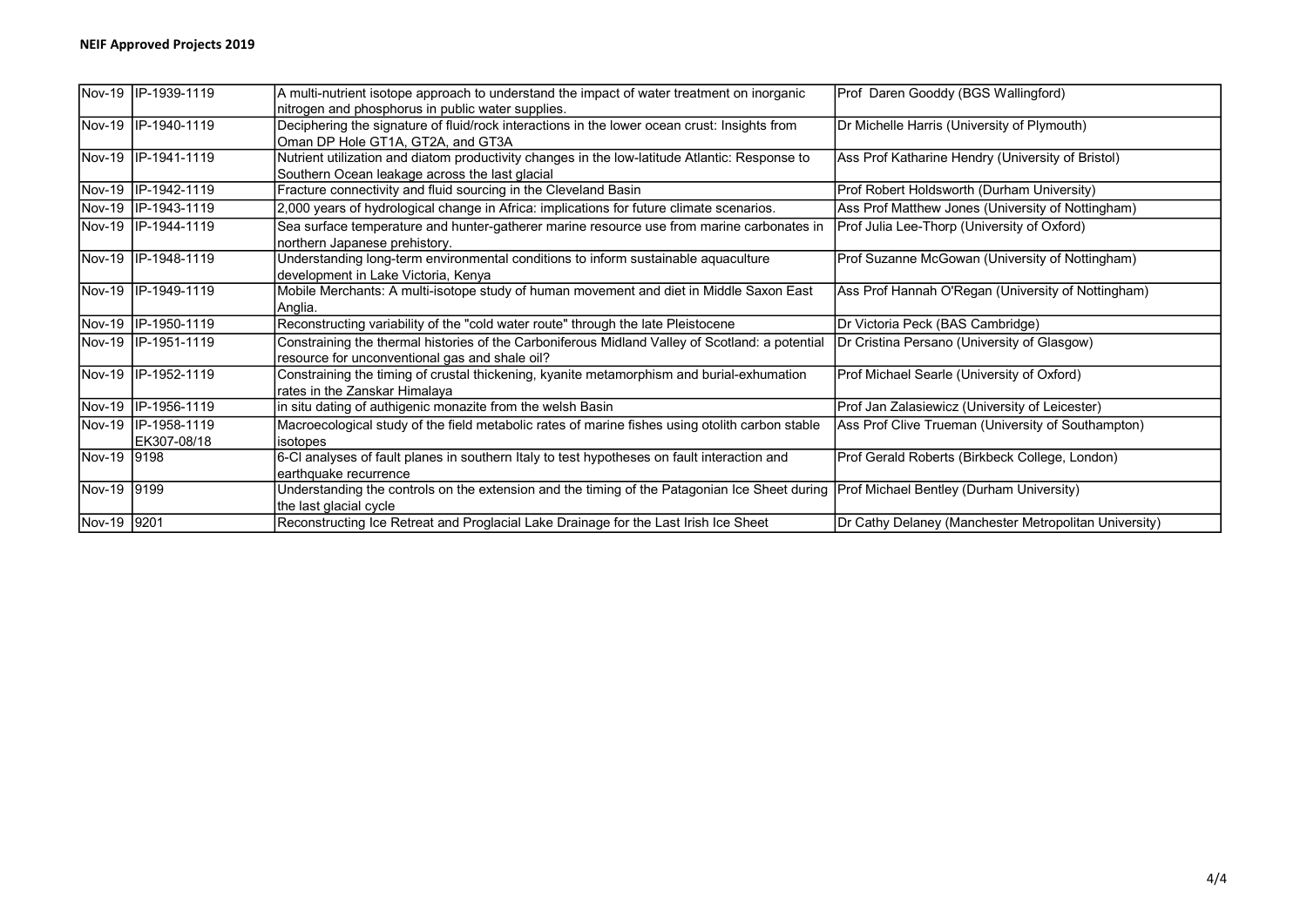**NEIF Approved Projects 2019**

| | | | |
|---|---|---|---|
| Nov-19 | IP-1939-1119 | A multi-nutrient isotope approach to understand the impact of water treatment on inorganic nitrogen and phosphorus in public water supplies. | Prof Daren Gooddy (BGS Wallingford) |
| Nov-19 | IP-1940-1119 | Deciphering the signature of fluid/rock interactions in the lower ocean crust: Insights from Oman DP Hole GT1A, GT2A, and GT3A | Dr Michelle Harris (University of Plymouth) |
| Nov-19 | IP-1941-1119 | Nutrient utilization and diatom productivity changes in the low-latitude Atlantic: Response to Southern Ocean leakage across the last glacial | Ass Prof Katharine Hendry (University of Bristol) |
| Nov-19 | IP-1942-1119 | Fracture connectivity and fluid sourcing in the Cleveland Basin | Prof Robert Holdsworth (Durham University) |
| Nov-19 | IP-1943-1119 | 2,000 years of hydrological change in Africa: implications for future climate scenarios. | Ass Prof Matthew Jones (University of Nottingham) |
| Nov-19 | IP-1944-1119 | Sea surface temperature and hunter-gatherer marine resource use from marine carbonates in northern Japanese prehistory. | Prof Julia Lee-Thorp (University of Oxford) |
| Nov-19 | IP-1948-1119 | Understanding long-term environmental conditions to inform sustainable aquaculture development in Lake Victoria, Kenya | Prof Suzanne McGowan (University of Nottingham) |
| Nov-19 | IP-1949-1119 | Mobile Merchants: A multi-isotope study of human movement and diet in Middle Saxon East Anglia. | Ass Prof Hannah O'Regan (University of Nottingham) |
| Nov-19 | IP-1950-1119 | Reconstructing variability of the "cold water route" through the late Pleistocene | Dr Victoria Peck (BAS Cambridge) |
| Nov-19 | IP-1951-1119 | Constraining the thermal histories of the Carboniferous Midland Valley of Scotland: a potential resource for unconventional gas and shale oil? | Dr Cristina Persano (University of Glasgow) |
| Nov-19 | IP-1952-1119 | Constraining the timing of crustal thickening, kyanite metamorphism and burial-exhumation rates in the Zanskar Himalaya | Prof Michael Searle (University of Oxford) |
| Nov-19 | IP-1956-1119 | in situ dating of authigenic monazite from the welsh Basin | Prof Jan Zalasiewicz (University of Leicester) |
| Nov-19 | IP-1958-1119 EK307-08/18 | Macroecological study of the field metabolic rates of marine fishes using otolith carbon stable isotopes | Ass Prof Clive Trueman (University of Southampton) |
| Nov-19 | 9198 | 6-Cl analyses of fault planes in southern Italy to test hypotheses on fault interaction and earthquake recurrence | Prof Gerald Roberts (Birkbeck College, London) |
| Nov-19 | 9199 | Understanding the controls on the extension and the timing of the Patagonian Ice Sheet during the last glacial cycle | Prof Michael Bentley (Durham University) |
| Nov-19 | 9201 | Reconstructing Ice Retreat and Proglacial Lake Drainage for the Last Irish Ice Sheet | Dr Cathy Delaney (Manchester Metropolitan University) |